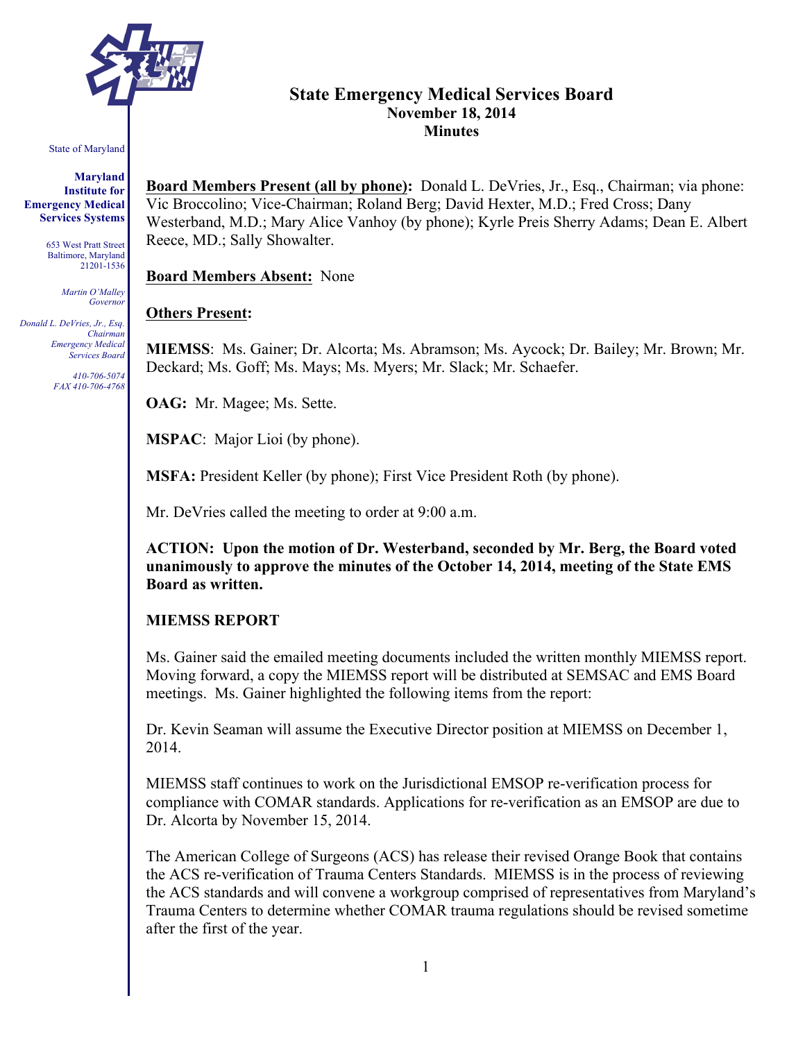State of Maryland

**Maryland Institute for Emergency Medical Services Systems**

653 West Pratt Street
Baltimore, Maryland
21201-1536

*Martin O'Malley*
*Governor*

*Donald L. DeVries, Jr., Esq.*
*Chairman*
*Emergency Medical Services Board*

*410-706-5074*
*FAX 410-706-4768*

# State Emergency Medical Services Board
## November 18, 2014
## Minutes

**Board Members Present (all by phone):** Donald L. DeVries, Jr., Esq., Chairman; via phone: Vic Broccolino; Vice-Chairman; Roland Berg; David Hexter, M.D.; Fred Cross; Dany Westerband, M.D.; Mary Alice Vanhoy (by phone); Kyrle Preis Sherry Adams; Dean E. Albert Reece, MD.; Sally Showalter.

**Board Members Absent:** None

**Others Present:**

**MIEMSS**: Ms. Gainer; Dr. Alcorta; Ms. Abramson; Ms. Aycock; Dr. Bailey; Mr. Brown; Mr. Deckard; Ms. Goff; Ms. Mays; Ms. Myers; Mr. Slack; Mr. Schaefer.

**OAG:** Mr. Magee; Ms. Sette.

**MSPAC**: Major Lioi (by phone).

**MSFA:** President Keller (by phone); First Vice President Roth (by phone).

Mr. DeVries called the meeting to order at 9:00 a.m.

**ACTION: Upon the motion of Dr. Westerband, seconded by Mr. Berg, the Board voted unanimously to approve the minutes of the October 14, 2014, meeting of the State EMS Board as written.**

**MIEMSS REPORT**

Ms. Gainer said the emailed meeting documents included the written monthly MIEMSS report. Moving forward, a copy the MIEMSS report will be distributed at SEMSAC and EMS Board meetings. Ms. Gainer highlighted the following items from the report:

Dr. Kevin Seaman will assume the Executive Director position at MIEMSS on December 1, 2014.

MIEMSS staff continues to work on the Jurisdictional EMSOP re-verification process for compliance with COMAR standards. Applications for re-verification as an EMSOP are due to Dr. Alcorta by November 15, 2014.

The American College of Surgeons (ACS) has release their revised Orange Book that contains the ACS re-verification of Trauma Centers Standards. MIEMSS is in the process of reviewing the ACS standards and will convene a workgroup comprised of representatives from Maryland's Trauma Centers to determine whether COMAR trauma regulations should be revised sometime after the first of the year.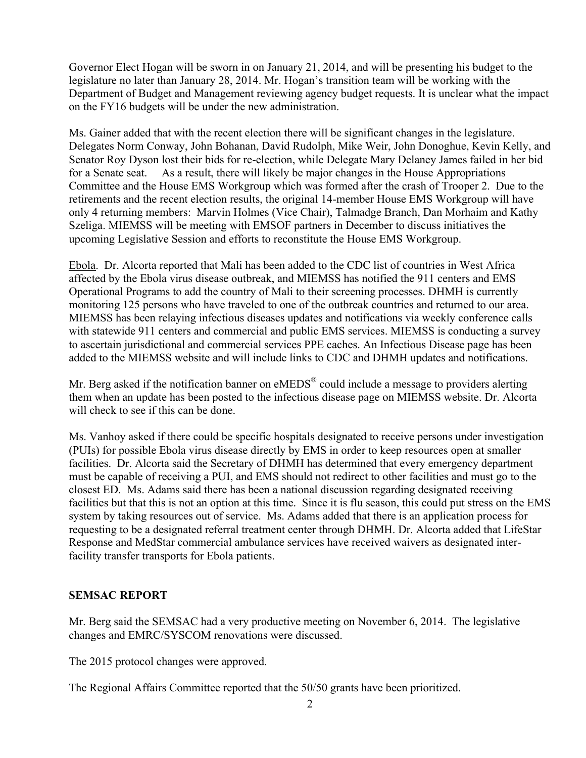Governor Elect Hogan will be sworn in on January 21, 2014, and will be presenting his budget to the legislature no later than January 28, 2014. Mr. Hogan's transition team will be working with the Department of Budget and Management reviewing agency budget requests. It is unclear what the impact on the FY16 budgets will be under the new administration.

Ms. Gainer added that with the recent election there will be significant changes in the legislature. Delegates Norm Conway, John Bohanan, David Rudolph, Mike Weir, John Donoghue, Kevin Kelly, and Senator Roy Dyson lost their bids for re-election, while Delegate Mary Delaney James failed in her bid for a Senate seat. As a result, there will likely be major changes in the House Appropriations Committee and the House EMS Workgroup which was formed after the crash of Trooper 2. Due to the retirements and the recent election results, the original 14-member House EMS Workgroup will have only 4 returning members: Marvin Holmes (Vice Chair), Talmadge Branch, Dan Morhaim and Kathy Szeliga. MIEMSS will be meeting with EMSOF partners in December to discuss initiatives the upcoming Legislative Session and efforts to reconstitute the House EMS Workgroup.

Ebola. Dr. Alcorta reported that Mali has been added to the CDC list of countries in West Africa affected by the Ebola virus disease outbreak, and MIEMSS has notified the 911 centers and EMS Operational Programs to add the country of Mali to their screening processes. DHMH is currently monitoring 125 persons who have traveled to one of the outbreak countries and returned to our area. MIEMSS has been relaying infectious diseases updates and notifications via weekly conference calls with statewide 911 centers and commercial and public EMS services. MIEMSS is conducting a survey to ascertain jurisdictional and commercial services PPE caches. An Infectious Disease page has been added to the MIEMSS website and will include links to CDC and DHMH updates and notifications.

Mr. Berg asked if the notification banner on eMEDS® could include a message to providers alerting them when an update has been posted to the infectious disease page on MIEMSS website. Dr. Alcorta will check to see if this can be done.

Ms. Vanhoy asked if there could be specific hospitals designated to receive persons under investigation (PUIs) for possible Ebola virus disease directly by EMS in order to keep resources open at smaller facilities. Dr. Alcorta said the Secretary of DHMH has determined that every emergency department must be capable of receiving a PUI, and EMS should not redirect to other facilities and must go to the closest ED. Ms. Adams said there has been a national discussion regarding designated receiving facilities but that this is not an option at this time. Since it is flu season, this could put stress on the EMS system by taking resources out of service. Ms. Adams added that there is an application process for requesting to be a designated referral treatment center through DHMH. Dr. Alcorta added that LifeStar Response and MedStar commercial ambulance services have received waivers as designated inter-facility transfer transports for Ebola patients.

## SEMSAC REPORT

Mr. Berg said the SEMSAC had a very productive meeting on November 6, 2014. The legislative changes and EMRC/SYSCOM renovations were discussed.

The 2015 protocol changes were approved.

The Regional Affairs Committee reported that the 50/50 grants have been prioritized.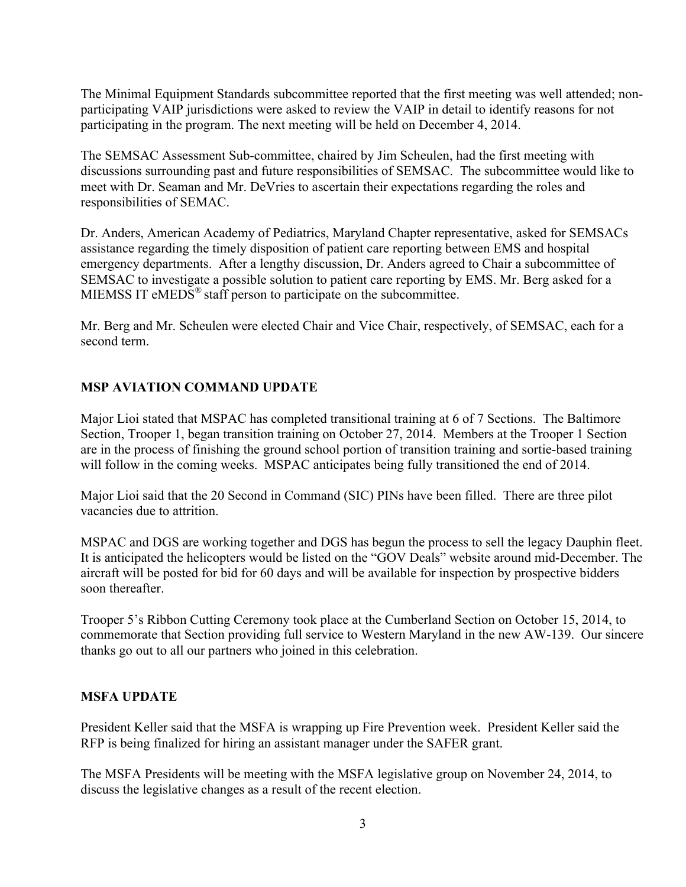The Minimal Equipment Standards subcommittee reported that the first meeting was well attended; non-participating VAIP jurisdictions were asked to review the VAIP in detail to identify reasons for not participating in the program. The next meeting will be held on December 4, 2014.

The SEMSAC Assessment Sub-committee, chaired by Jim Scheulen, had the first meeting with discussions surrounding past and future responsibilities of SEMSAC. The subcommittee would like to meet with Dr. Seaman and Mr. DeVries to ascertain their expectations regarding the roles and responsibilities of SEMAC.

Dr. Anders, American Academy of Pediatrics, Maryland Chapter representative, asked for SEMSACs assistance regarding the timely disposition of patient care reporting between EMS and hospital emergency departments. After a lengthy discussion, Dr. Anders agreed to Chair a subcommittee of SEMSAC to investigate a possible solution to patient care reporting by EMS. Mr. Berg asked for a MIEMSS IT eMEDS® staff person to participate on the subcommittee.

Mr. Berg and Mr. Scheulen were elected Chair and Vice Chair, respectively, of SEMSAC, each for a second term.

## MSP AVIATION COMMAND UPDATE

Major Lioi stated that MSPAC has completed transitional training at 6 of 7 Sections. The Baltimore Section, Trooper 1, began transition training on October 27, 2014. Members at the Trooper 1 Section are in the process of finishing the ground school portion of transition training and sortie-based training will follow in the coming weeks. MSPAC anticipates being fully transitioned the end of 2014.

Major Lioi said that the 20 Second in Command (SIC) PINs have been filled. There are three pilot vacancies due to attrition.

MSPAC and DGS are working together and DGS has begun the process to sell the legacy Dauphin fleet. It is anticipated the helicopters would be listed on the "GOV Deals" website around mid-December. The aircraft will be posted for bid for 60 days and will be available for inspection by prospective bidders soon thereafter.

Trooper 5's Ribbon Cutting Ceremony took place at the Cumberland Section on October 15, 2014, to commemorate that Section providing full service to Western Maryland in the new AW-139. Our sincere thanks go out to all our partners who joined in this celebration.

## MSFA UPDATE

President Keller said that the MSFA is wrapping up Fire Prevention week. President Keller said the RFP is being finalized for hiring an assistant manager under the SAFER grant.

The MSFA Presidents will be meeting with the MSFA legislative group on November 24, 2014, to discuss the legislative changes as a result of the recent election.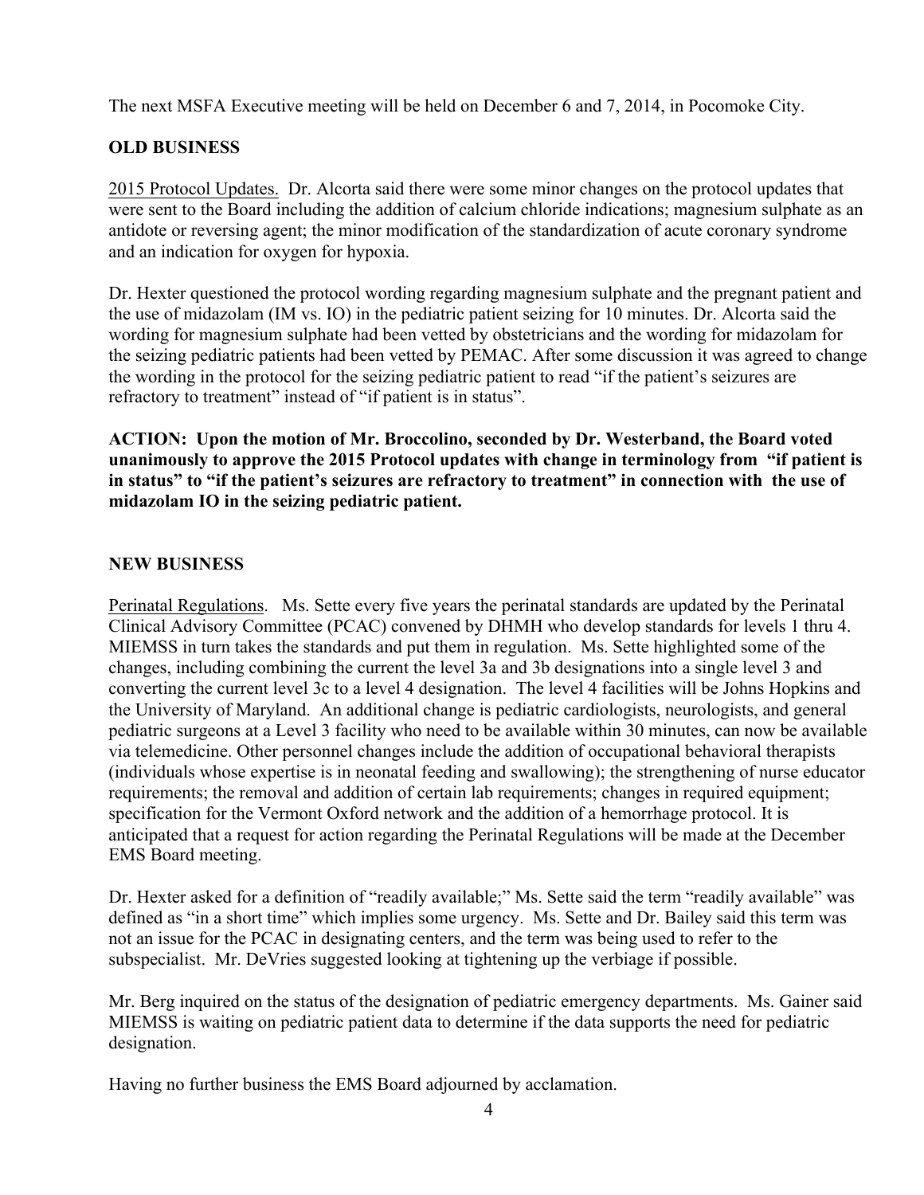The next MSFA Executive meeting will be held on December 6 and 7, 2014, in Pocomoke City.

**OLD BUSINESS**

2015 Protocol Updates. Dr. Alcorta said there were some minor changes on the protocol updates that were sent to the Board including the addition of calcium chloride indications; magnesium sulphate as an antidote or reversing agent; the minor modification of the standardization of acute coronary syndrome and an indication for oxygen for hypoxia.

Dr. Hexter questioned the protocol wording regarding magnesium sulphate and the pregnant patient and the use of midazolam (IM vs. IO) in the pediatric patient seizing for 10 minutes. Dr. Alcorta said the wording for magnesium sulphate had been vetted by obstetricians and the wording for midazolam for the seizing pediatric patients had been vetted by PEMAC. After some discussion it was agreed to change the wording in the protocol for the seizing pediatric patient to read "if the patient's seizures are refractory to treatment" instead of "if patient is in status".

**ACTION: Upon the motion of Mr. Broccolino, seconded by Dr. Westerband, the Board voted unanimously to approve the 2015 Protocol updates with change in terminology from "if patient is in status" to "if the patient's seizures are refractory to treatment" in connection with the use of midazolam IO in the seizing pediatric patient.**

**NEW BUSINESS**

Perinatal Regulations. Ms. Sette every five years the perinatal standards are updated by the Perinatal Clinical Advisory Committee (PCAC) convened by DHMH who develop standards for levels 1 thru 4. MIEMSS in turn takes the standards and put them in regulation. Ms. Sette highlighted some of the changes, including combining the current the level 3a and 3b designations into a single level 3 and converting the current level 3c to a level 4 designation. The level 4 facilities will be Johns Hopkins and the University of Maryland. An additional change is pediatric cardiologists, neurologists, and general pediatric surgeons at a Level 3 facility who need to be available within 30 minutes, can now be available via telemedicine. Other personnel changes include the addition of occupational behavioral therapists (individuals whose expertise is in neonatal feeding and swallowing); the strengthening of nurse educator requirements; the removal and addition of certain lab requirements; changes in required equipment; specification for the Vermont Oxford network and the addition of a hemorrhage protocol. It is anticipated that a request for action regarding the Perinatal Regulations will be made at the December EMS Board meeting.

Dr. Hexter asked for a definition of "readily available;" Ms. Sette said the term "readily available" was defined as "in a short time" which implies some urgency. Ms. Sette and Dr. Bailey said this term was not an issue for the PCAC in designating centers, and the term was being used to refer to the subspecialist. Mr. DeVries suggested looking at tightening up the verbiage if possible.

Mr. Berg inquired on the status of the designation of pediatric emergency departments. Ms. Gainer said MIEMSS is waiting on pediatric patient data to determine if the data supports the need for pediatric designation.

Having no further business the EMS Board adjourned by acclamation.